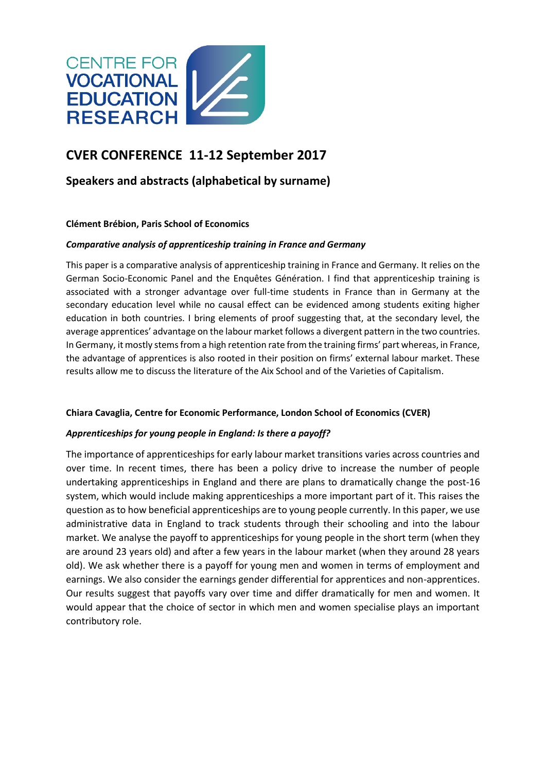CENTRE FOR VOCATIONAL EDUCATION RESEARCH

# CVER CONFERENCE 11-12 September 2017

## Speakers and abstracts (alphabetical by surname)

**Clément Brébion, Paris School of Economics**

***Comparative analysis of apprenticeship training in France and Germany***

This paper is a comparative analysis of apprenticeship training in France and Germany. It relies on the German Socio-Economic Panel and the Enquêtes Génération. I find that apprenticeship training is associated with a stronger advantage over full-time students in France than in Germany at the secondary education level while no causal effect can be evidenced among students exiting higher education in both countries. I bring elements of proof suggesting that, at the secondary level, the average apprentices' advantage on the labour market follows a divergent pattern in the two countries. In Germany, it mostly stems from a high retention rate from the training firms' part whereas, in France, the advantage of apprentices is also rooted in their position on firms' external labour market. These results allow me to discuss the literature of the Aix School and of the Varieties of Capitalism.

**Chiara Cavaglia, Centre for Economic Performance, London School of Economics (CVER)**

***Apprenticeships for young people in England: Is there a payoff?***

The importance of apprenticeships for early labour market transitions varies across countries and over time. In recent times, there has been a policy drive to increase the number of people undertaking apprenticeships in England and there are plans to dramatically change the post-16 system, which would include making apprenticeships a more important part of it. This raises the question as to how beneficial apprenticeships are to young people currently. In this paper, we use administrative data in England to track students through their schooling and into the labour market. We analyse the payoff to apprenticeships for young people in the short term (when they are around 23 years old) and after a few years in the labour market (when they around 28 years old). We ask whether there is a payoff for young men and women in terms of employment and earnings. We also consider the earnings gender differential for apprentices and non-apprentices. Our results suggest that payoffs vary over time and differ dramatically for men and women. It would appear that the choice of sector in which men and women specialise plays an important contributory role.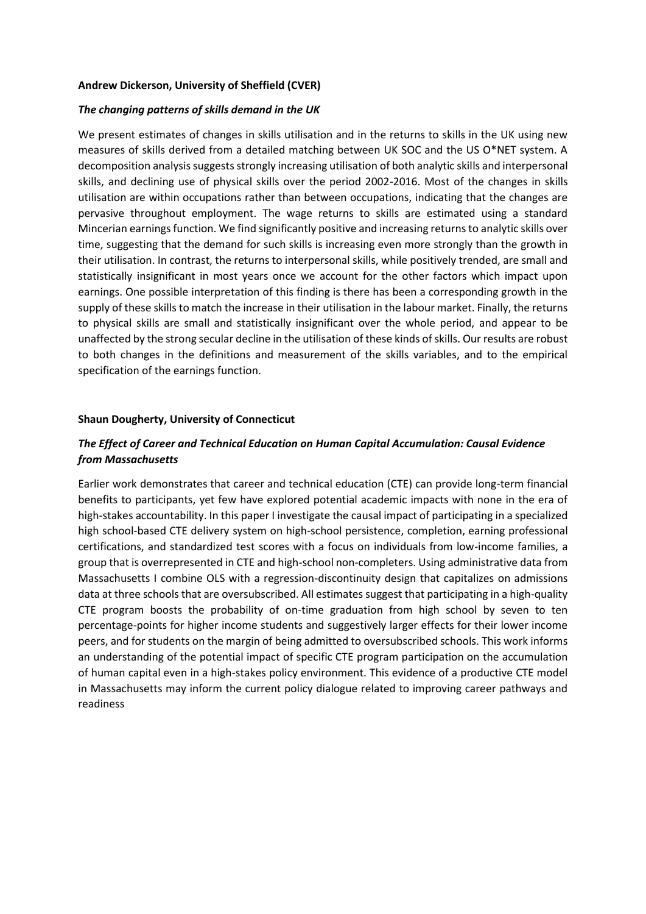**Andrew Dickerson, University of Sheffield (CVER)**

***The changing patterns of skills demand in the UK***

We present estimates of changes in skills utilisation and in the returns to skills in the UK using new measures of skills derived from a detailed matching between UK SOC and the US O*NET system. A decomposition analysis suggests strongly increasing utilisation of both analytic skills and interpersonal skills, and declining use of physical skills over the period 2002-2016. Most of the changes in skills utilisation are within occupations rather than between occupations, indicating that the changes are pervasive throughout employment. The wage returns to skills are estimated using a standard Mincerian earnings function. We find significantly positive and increasing returns to analytic skills over time, suggesting that the demand for such skills is increasing even more strongly than the growth in their utilisation. In contrast, the returns to interpersonal skills, while positively trended, are small and statistically insignificant in most years once we account for the other factors which impact upon earnings. One possible interpretation of this finding is there has been a corresponding growth in the supply of these skills to match the increase in their utilisation in the labour market. Finally, the returns to physical skills are small and statistically insignificant over the whole period, and appear to be unaffected by the strong secular decline in the utilisation of these kinds of skills. Our results are robust to both changes in the definitions and measurement of the skills variables, and to the empirical specification of the earnings function.

**Shaun Dougherty, University of Connecticut**

***The Effect of Career and Technical Education on Human Capital Accumulation: Causal Evidence from Massachusetts***

Earlier work demonstrates that career and technical education (CTE) can provide long-term financial benefits to participants, yet few have explored potential academic impacts with none in the era of high-stakes accountability. In this paper I investigate the causal impact of participating in a specialized high school-based CTE delivery system on high-school persistence, completion, earning professional certifications, and standardized test scores with a focus on individuals from low-income families, a group that is overrepresented in CTE and high-school non-completers. Using administrative data from Massachusetts I combine OLS with a regression-discontinuity design that capitalizes on admissions data at three schools that are oversubscribed. All estimates suggest that participating in a high-quality CTE program boosts the probability of on-time graduation from high school by seven to ten percentage-points for higher income students and suggestively larger effects for their lower income peers, and for students on the margin of being admitted to oversubscribed schools. This work informs an understanding of the potential impact of specific CTE program participation on the accumulation of human capital even in a high-stakes policy environment. This evidence of a productive CTE model in Massachusetts may inform the current policy dialogue related to improving career pathways and readiness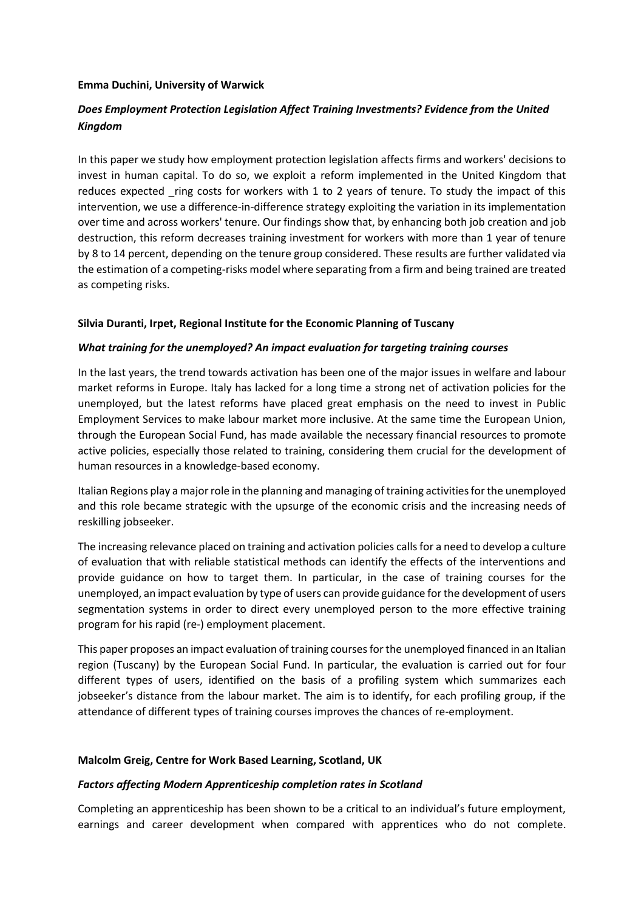**Emma Duchini, University of Warwick**

***Does Employment Protection Legislation Affect Training Investments? Evidence from the United Kingdom***

In this paper we study how employment protection legislation affects firms and workers' decisions to invest in human capital. To do so, we exploit a reform implemented in the United Kingdom that reduces expected _ring costs for workers with 1 to 2 years of tenure. To study the impact of this intervention, we use a difference-in-difference strategy exploiting the variation in its implementation over time and across workers' tenure. Our findings show that, by enhancing both job creation and job destruction, this reform decreases training investment for workers with more than 1 year of tenure by 8 to 14 percent, depending on the tenure group considered. These results are further validated via the estimation of a competing-risks model where separating from a firm and being trained are treated as competing risks.

**Silvia Duranti, Irpet, Regional Institute for the Economic Planning of Tuscany**

***What training for the unemployed? An impact evaluation for targeting training courses***

In the last years, the trend towards activation has been one of the major issues in welfare and labour market reforms in Europe. Italy has lacked for a long time a strong net of activation policies for the unemployed, but the latest reforms have placed great emphasis on the need to invest in Public Employment Services to make labour market more inclusive. At the same time the European Union, through the European Social Fund, has made available the necessary financial resources to promote active policies, especially those related to training, considering them crucial for the development of human resources in a knowledge-based economy.

Italian Regions play a major role in the planning and managing of training activities for the unemployed and this role became strategic with the upsurge of the economic crisis and the increasing needs of reskilling jobseeker.

The increasing relevance placed on training and activation policies calls for a need to develop a culture of evaluation that with reliable statistical methods can identify the effects of the interventions and provide guidance on how to target them. In particular, in the case of training courses for the unemployed, an impact evaluation by type of users can provide guidance for the development of users segmentation systems in order to direct every unemployed person to the more effective training program for his rapid (re-) employment placement.

This paper proposes an impact evaluation of training courses for the unemployed financed in an Italian region (Tuscany) by the European Social Fund. In particular, the evaluation is carried out for four different types of users, identified on the basis of a profiling system which summarizes each jobseeker's distance from the labour market. The aim is to identify, for each profiling group, if the attendance of different types of training courses improves the chances of re-employment.

**Malcolm Greig, Centre for Work Based Learning, Scotland, UK**

***Factors affecting Modern Apprenticeship completion rates in Scotland***

Completing an apprenticeship has been shown to be a critical to an individual's future employment, earnings and career development when compared with apprentices who do not complete.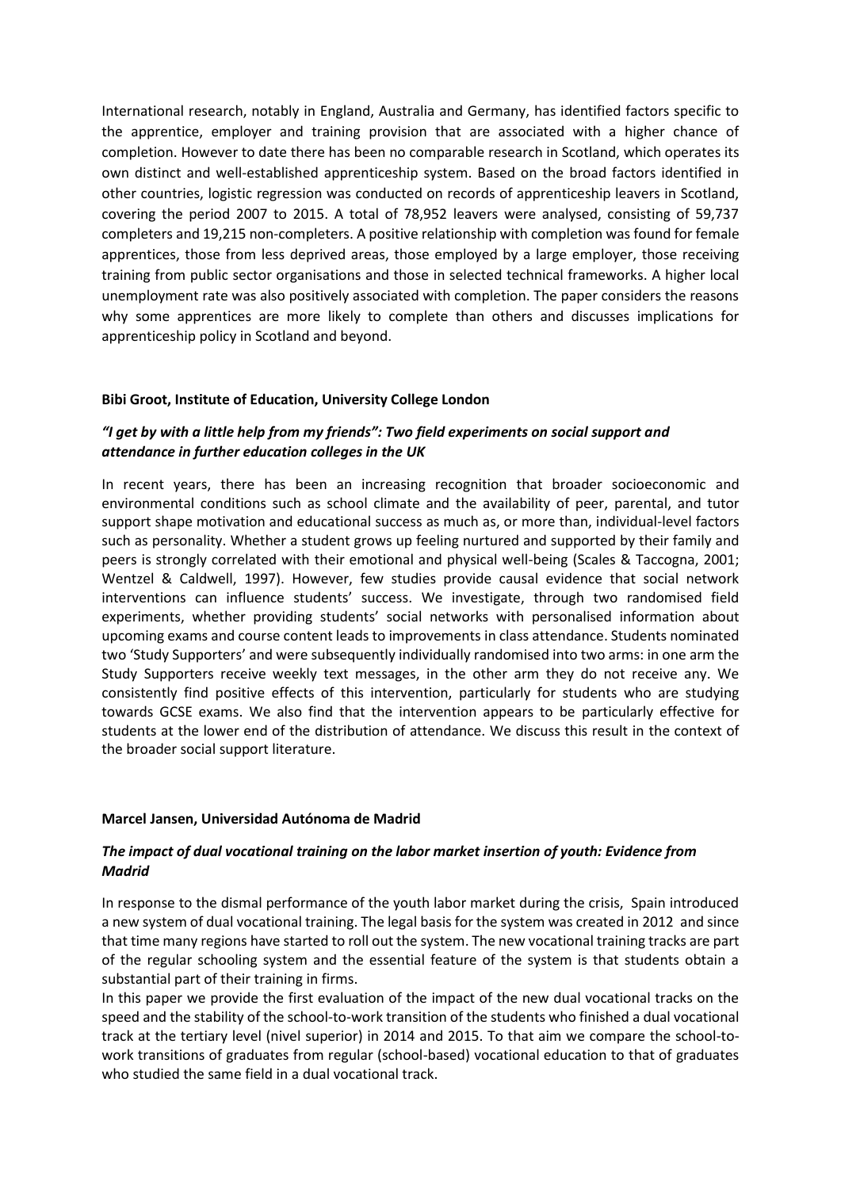International research, notably in England, Australia and Germany, has identified factors specific to the apprentice, employer and training provision that are associated with a higher chance of completion. However to date there has been no comparable research in Scotland, which operates its own distinct and well-established apprenticeship system. Based on the broad factors identified in other countries, logistic regression was conducted on records of apprenticeship leavers in Scotland, covering the period 2007 to 2015. A total of 78,952 leavers were analysed, consisting of 59,737 completers and 19,215 non-completers. A positive relationship with completion was found for female apprentices, those from less deprived areas, those employed by a large employer, those receiving training from public sector organisations and those in selected technical frameworks. A higher local unemployment rate was also positively associated with completion. The paper considers the reasons why some apprentices are more likely to complete than others and discusses implications for apprenticeship policy in Scotland and beyond.

**Bibi Groot, Institute of Education, University College London**

***"I get by with a little help from my friends": Two field experiments on social support and attendance in further education colleges in the UK***

In recent years, there has been an increasing recognition that broader socioeconomic and environmental conditions such as school climate and the availability of peer, parental, and tutor support shape motivation and educational success as much as, or more than, individual-level factors such as personality. Whether a student grows up feeling nurtured and supported by their family and peers is strongly correlated with their emotional and physical well-being (Scales & Taccogna, 2001; Wentzel & Caldwell, 1997). However, few studies provide causal evidence that social network interventions can influence students' success. We investigate, through two randomised field experiments, whether providing students' social networks with personalised information about upcoming exams and course content leads to improvements in class attendance. Students nominated two 'Study Supporters' and were subsequently individually randomised into two arms: in one arm the Study Supporters receive weekly text messages, in the other arm they do not receive any. We consistently find positive effects of this intervention, particularly for students who are studying towards GCSE exams. We also find that the intervention appears to be particularly effective for students at the lower end of the distribution of attendance. We discuss this result in the context of the broader social support literature.

**Marcel Jansen, Universidad Autónoma de Madrid**

***The impact of dual vocational training on the labor market insertion of youth: Evidence from Madrid***

In response to the dismal performance of the youth labor market during the crisis, Spain introduced a new system of dual vocational training. The legal basis for the system was created in 2012 and since that time many regions have started to roll out the system. The new vocational training tracks are part of the regular schooling system and the essential feature of the system is that students obtain a substantial part of their training in firms.

In this paper we provide the first evaluation of the impact of the new dual vocational tracks on the speed and the stability of the school-to-work transition of the students who finished a dual vocational track at the tertiary level (nivel superior) in 2014 and 2015. To that aim we compare the school-to-work transitions of graduates from regular (school-based) vocational education to that of graduates who studied the same field in a dual vocational track.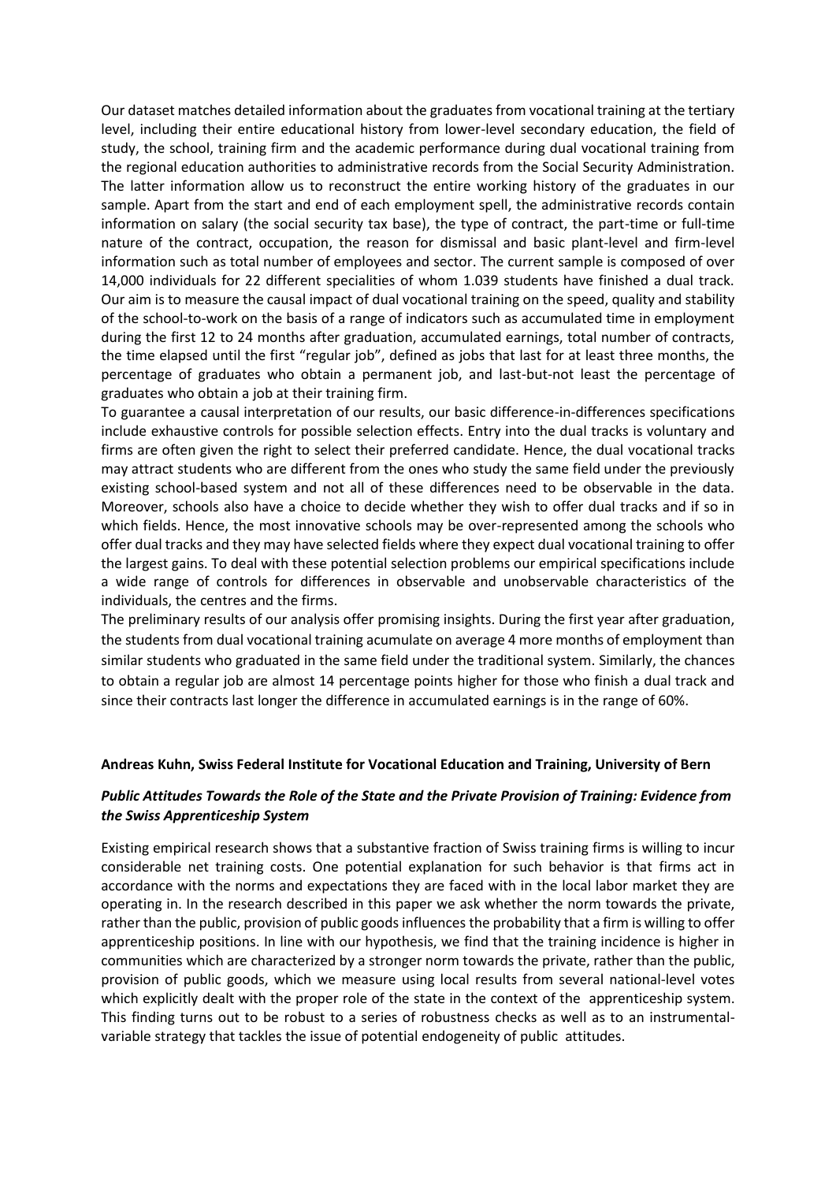Our dataset matches detailed information about the graduates from vocational training at the tertiary level, including their entire educational history from lower-level secondary education, the field of study, the school, training firm and the academic performance during dual vocational training from the regional education authorities to administrative records from the Social Security Administration. The latter information allow us to reconstruct the entire working history of the graduates in our sample. Apart from the start and end of each employment spell, the administrative records contain information on salary (the social security tax base), the type of contract, the part-time or full-time nature of the contract, occupation, the reason for dismissal and basic plant-level and firm-level information such as total number of employees and sector. The current sample is composed of over 14,000 individuals for 22 different specialities of whom 1.039 students have finished a dual track. Our aim is to measure the causal impact of dual vocational training on the speed, quality and stability of the school-to-work on the basis of a range of indicators such as accumulated time in employment during the first 12 to 24 months after graduation, accumulated earnings, total number of contracts, the time elapsed until the first "regular job", defined as jobs that last for at least three months, the percentage of graduates who obtain a permanent job, and last-but-not least the percentage of graduates who obtain a job at their training firm.

To guarantee a causal interpretation of our results, our basic difference-in-differences specifications include exhaustive controls for possible selection effects. Entry into the dual tracks is voluntary and firms are often given the right to select their preferred candidate. Hence, the dual vocational tracks may attract students who are different from the ones who study the same field under the previously existing school-based system and not all of these differences need to be observable in the data. Moreover, schools also have a choice to decide whether they wish to offer dual tracks and if so in which fields. Hence, the most innovative schools may be over-represented among the schools who offer dual tracks and they may have selected fields where they expect dual vocational training to offer the largest gains. To deal with these potential selection problems our empirical specifications include a wide range of controls for differences in observable and unobservable characteristics of the individuals, the centres and the firms.

The preliminary results of our analysis offer promising insights. During the first year after graduation, the students from dual vocational training acumulate on average 4 more months of employment than similar students who graduated in the same field under the traditional system. Similarly, the chances to obtain a regular job are almost 14 percentage points higher for those who finish a dual track and since their contracts last longer the difference in accumulated earnings is in the range of 60%.

**Andreas Kuhn, Swiss Federal Institute for Vocational Education and Training, University of Bern**

***Public Attitudes Towards the Role of the State and the Private Provision of Training: Evidence from the Swiss Apprenticeship System***

Existing empirical research shows that a substantive fraction of Swiss training firms is willing to incur considerable net training costs. One potential explanation for such behavior is that firms act in accordance with the norms and expectations they are faced with in the local labor market they are operating in. In the research described in this paper we ask whether the norm towards the private, rather than the public, provision of public goods influences the probability that a firm is willing to offer apprenticeship positions. In line with our hypothesis, we find that the training incidence is higher in communities which are characterized by a stronger norm towards the private, rather than the public, provision of public goods, which we measure using local results from several national-level votes which explicitly dealt with the proper role of the state in the context of the apprenticeship system. This finding turns out to be robust to a series of robustness checks as well as to an instrumental-variable strategy that tackles the issue of potential endogeneity of public attitudes.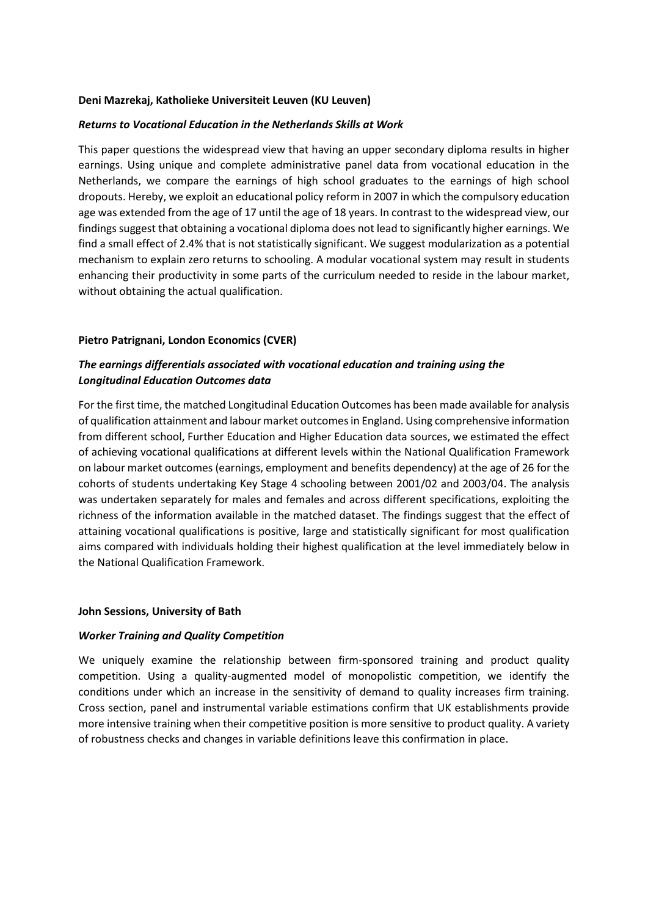**Deni Mazrekaj, Katholieke Universiteit Leuven (KU Leuven)**

***Returns to Vocational Education in the Netherlands Skills at Work***

This paper questions the widespread view that having an upper secondary diploma results in higher earnings. Using unique and complete administrative panel data from vocational education in the Netherlands, we compare the earnings of high school graduates to the earnings of high school dropouts. Hereby, we exploit an educational policy reform in 2007 in which the compulsory education age was extended from the age of 17 until the age of 18 years. In contrast to the widespread view, our findings suggest that obtaining a vocational diploma does not lead to significantly higher earnings. We find a small effect of 2.4% that is not statistically significant. We suggest modularization as a potential mechanism to explain zero returns to schooling. A modular vocational system may result in students enhancing their productivity in some parts of the curriculum needed to reside in the labour market, without obtaining the actual qualification.

**Pietro Patrignani, London Economics (CVER)**

***The earnings differentials associated with vocational education and training using the Longitudinal Education Outcomes data***

For the first time, the matched Longitudinal Education Outcomes has been made available for analysis of qualification attainment and labour market outcomes in England. Using comprehensive information from different school, Further Education and Higher Education data sources, we estimated the effect of achieving vocational qualifications at different levels within the National Qualification Framework on labour market outcomes (earnings, employment and benefits dependency) at the age of 26 for the cohorts of students undertaking Key Stage 4 schooling between 2001/02 and 2003/04. The analysis was undertaken separately for males and females and across different specifications, exploiting the richness of the information available in the matched dataset. The findings suggest that the effect of attaining vocational qualifications is positive, large and statistically significant for most qualification aims compared with individuals holding their highest qualification at the level immediately below in the National Qualification Framework.

**John Sessions, University of Bath**

***Worker Training and Quality Competition***

We uniquely examine the relationship between firm-sponsored training and product quality competition. Using a quality-augmented model of monopolistic competition, we identify the conditions under which an increase in the sensitivity of demand to quality increases firm training. Cross section, panel and instrumental variable estimations confirm that UK establishments provide more intensive training when their competitive position is more sensitive to product quality. A variety of robustness checks and changes in variable definitions leave this confirmation in place.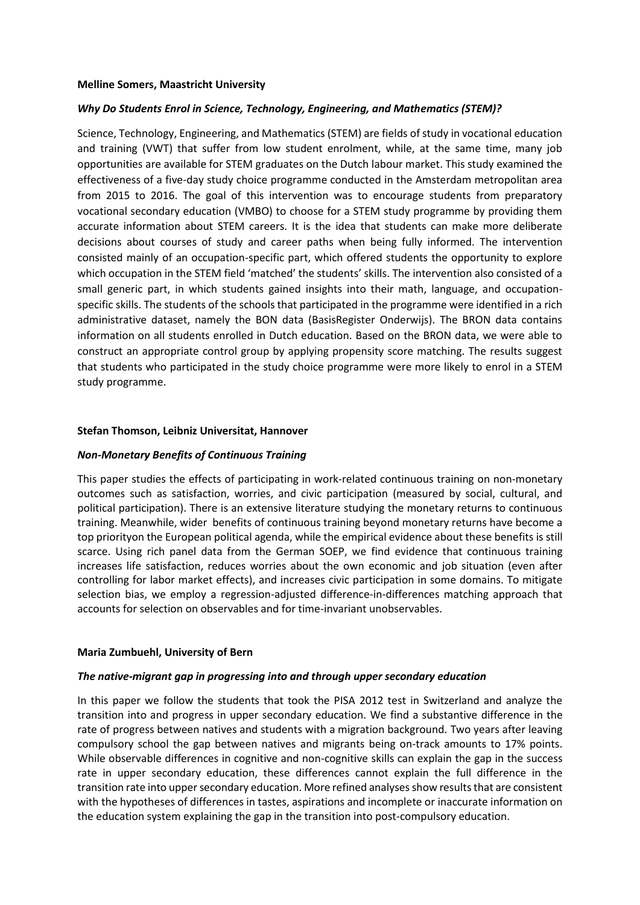**Melline Somers, Maastricht University**

***Why Do Students Enrol in Science, Technology, Engineering, and Mathematics (STEM)?***

Science, Technology, Engineering, and Mathematics (STEM) are fields of study in vocational education and training (VWT) that suffer from low student enrolment, while, at the same time, many job opportunities are available for STEM graduates on the Dutch labour market. This study examined the effectiveness of a five-day study choice programme conducted in the Amsterdam metropolitan area from 2015 to 2016. The goal of this intervention was to encourage students from preparatory vocational secondary education (VMBO) to choose for a STEM study programme by providing them accurate information about STEM careers. It is the idea that students can make more deliberate decisions about courses of study and career paths when being fully informed. The intervention consisted mainly of an occupation-specific part, which offered students the opportunity to explore which occupation in the STEM field 'matched' the students' skills. The intervention also consisted of a small generic part, in which students gained insights into their math, language, and occupation-specific skills. The students of the schools that participated in the programme were identified in a rich administrative dataset, namely the BON data (BasisRegister Onderwijs). The BRON data contains information on all students enrolled in Dutch education. Based on the BRON data, we were able to construct an appropriate control group by applying propensity score matching. The results suggest that students who participated in the study choice programme were more likely to enrol in a STEM study programme.

**Stefan Thomson, Leibniz Universitat, Hannover**

***Non-Monetary Benefits of Continuous Training***

This paper studies the effects of participating in work-related continuous training on non-monetary outcomes such as satisfaction, worries, and civic participation (measured by social, cultural, and political participation). There is an extensive literature studying the monetary returns to continuous training. Meanwhile, wider benefits of continuous training beyond monetary returns have become a top priorityon the European political agenda, while the empirical evidence about these benefits is still scarce. Using rich panel data from the German SOEP, we find evidence that continuous training increases life satisfaction, reduces worries about the own economic and job situation (even after controlling for labor market effects), and increases civic participation in some domains. To mitigate selection bias, we employ a regression-adjusted difference-in-differences matching approach that accounts for selection on observables and for time-invariant unobservables.

**Maria Zumbuehl, University of Bern**

***The native-migrant gap in progressing into and through upper secondary education***

In this paper we follow the students that took the PISA 2012 test in Switzerland and analyze the transition into and progress in upper secondary education. We find a substantive difference in the rate of progress between natives and students with a migration background. Two years after leaving compulsory school the gap between natives and migrants being on-track amounts to 17% points. While observable differences in cognitive and non-cognitive skills can explain the gap in the success rate in upper secondary education, these differences cannot explain the full difference in the transition rate into upper secondary education. More refined analyses show results that are consistent with the hypotheses of differences in tastes, aspirations and incomplete or inaccurate information on the education system explaining the gap in the transition into post-compulsory education.